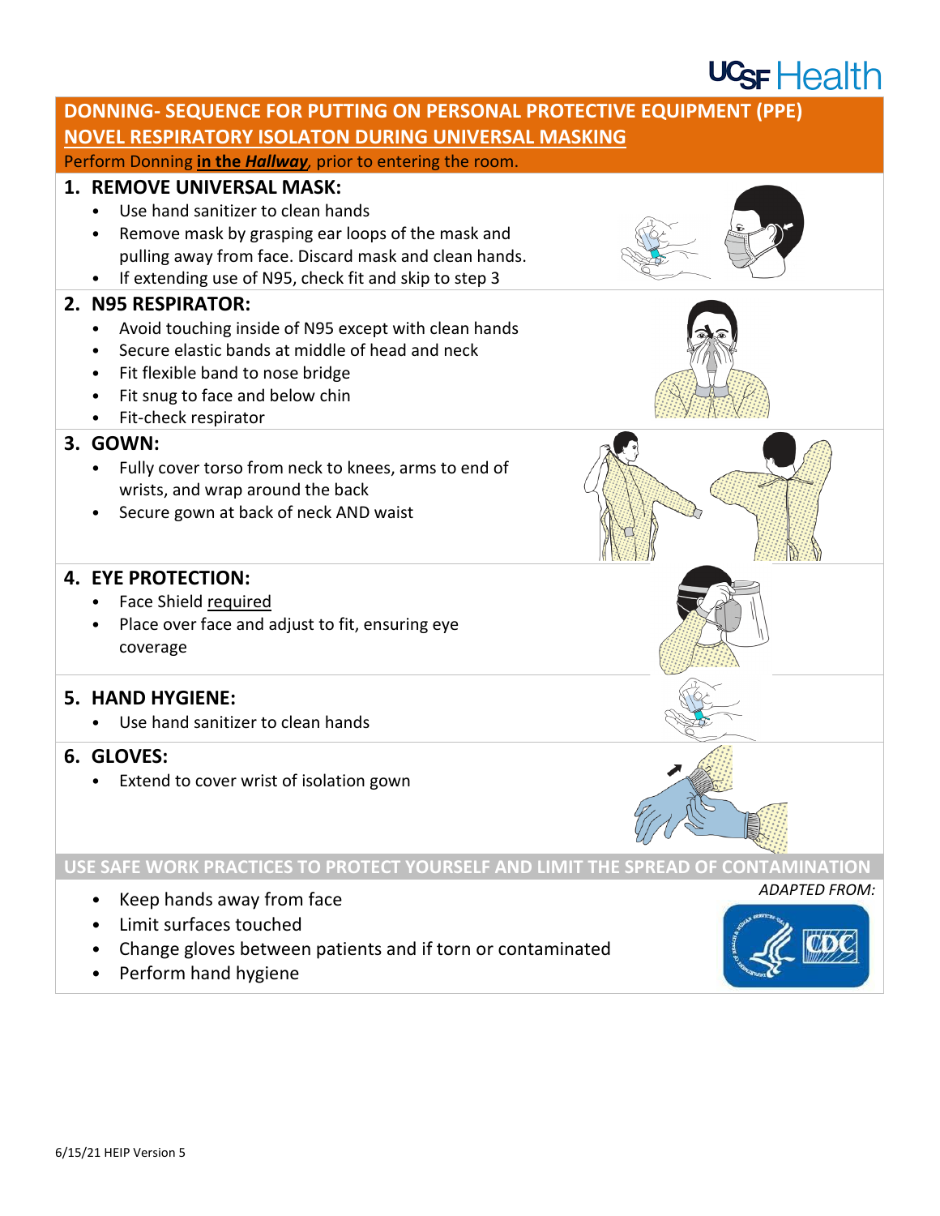UCSF Health

# DONNING- SEQUENCE FOR PUTTING ON PERSONAL PROTECTIVE EQUIPMENT (PPE)

## NOVEL RESPIRATORY ISOLATON DURING UNIVERSAL MASKING

Perform Donning **in the *Hallway***, prior to entering the room.

### 1. REMOVE UNIVERSAL MASK:

- Use hand sanitizer to clean hands
- Remove mask by grasping ear loops of the mask and pulling away from face. Discard mask and clean hands.
- If extending use of N95, check fit and skip to step 3

### 2. N95 RESPIRATOR:

- Avoid touching inside of N95 except with clean hands
- Secure elastic bands at middle of head and neck
- Fit flexible band to nose bridge
- Fit snug to face and below chin
- Fit-check respirator

### 3. GOWN:

- Fully cover torso from neck to knees, arms to end of wrists, and wrap around the back
- Secure gown at back of neck AND waist

### 4. EYE PROTECTION:

- Face Shield required
- Place over face and adjust to fit, ensuring eye coverage

### 5. HAND HYGIENE:

- Use hand sanitizer to clean hands

### 6. GLOVES:

- Extend to cover wrist of isolation gown

## USE SAFE WORK PRACTICES TO PROTECT YOURSELF AND LIMIT THE SPREAD OF CONTAMINATION

- Keep hands away from face
- Limit surfaces touched
- Change gloves between patients and if torn or contaminated
- Perform hand hygiene

*ADAPTED FROM:* CDC

6/15/21 HEIP Version 5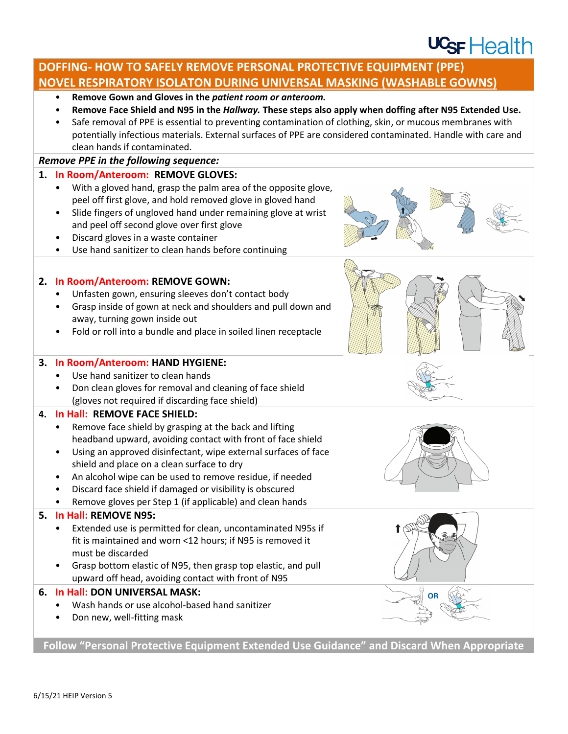# DOFFING- HOW TO SAFELY REMOVE PERSONAL PROTECTIVE EQUIPMENT (PPE)

## NOVEL RESPIRATORY ISOLATON DURING UNIVERSAL MASKING (WASHABLE GOWNS)

- **Remove Gown and Gloves in the *patient room or anteroom.***
- **Remove Face Shield and N95 in the *Hallway.* These steps also apply when doffing after N95 Extended Use.**
- Safe removal of PPE is essential to preventing contamination of clothing, skin, or mucous membranes with potentially infectious materials. External surfaces of PPE are considered contaminated. Handle with care and clean hands if contaminated.

***Remove PPE in the following sequence:***

**1. In Room/Anteroom: REMOVE GLOVES:**

- With a gloved hand, grasp the palm area of the opposite glove, peel off first glove, and hold removed glove in gloved hand
- Slide fingers of ungloved hand under remaining glove at wrist and peel off second glove over first glove
- Discard gloves in a waste container
- Use hand sanitizer to clean hands before continuing

**2. In Room/Anteroom: REMOVE GOWN:**

- Unfasten gown, ensuring sleeves don't contact body
- Grasp inside of gown at neck and shoulders and pull down and away, turning gown inside out
- Fold or roll into a bundle and place in soiled linen receptacle

**3. In Room/Anteroom: HAND HYGIENE:**

- Use hand sanitizer to clean hands
- Don clean gloves for removal and cleaning of face shield (gloves not required if discarding face shield)

**4. In Hall: REMOVE FACE SHIELD:**

- Remove face shield by grasping at the back and lifting headband upward, avoiding contact with front of face shield
- Using an approved disinfectant, wipe external surfaces of face shield and place on a clean surface to dry
- An alcohol wipe can be used to remove residue, if needed
- Discard face shield if damaged or visibility is obscured
- Remove gloves per Step 1 (if applicable) and clean hands

**5. In Hall: REMOVE N95:**

- Extended use is permitted for clean, uncontaminated N95s if fit is maintained and worn <12 hours; if N95 is removed it must be discarded
- Grasp bottom elastic of N95, then grasp top elastic, and pull upward off head, avoiding contact with front of N95

**6. In Hall: DON UNIVERSAL MASK:**

- Wash hands or use alcohol-based hand sanitizer
- Don new, well-fitting mask

OR

**Follow "Personal Protective Equipment Extended Use Guidance" and Discard When Appropriate**

6/15/21 HEIP Version 5